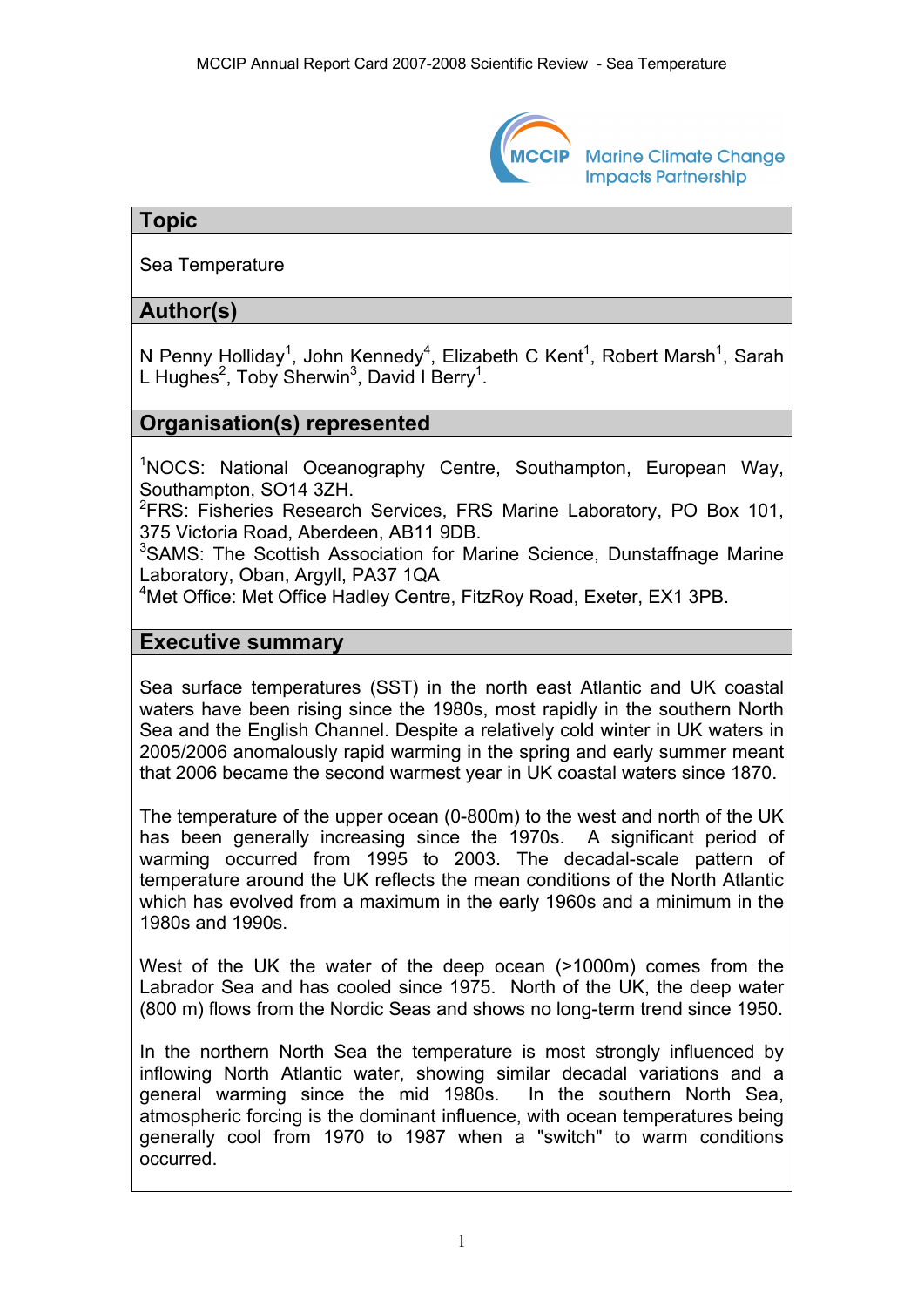## Topic

Sea Temperature

## Author(s)

N Penny Holliday[1], John Kennedy[4], Elizabeth C Kent[1], Robert Marsh[1], Sarah L Hughes[2], Toby Sherwin[3], David I Berry[1].

## Organisation(s) represented

[1]NOCS: National Oceanography Centre, Southampton, European Way, Southampton, SO14 3ZH.
[2]FRS: Fisheries Research Services, FRS Marine Laboratory, PO Box 101, 375 Victoria Road, Aberdeen, AB11 9DB.
[3]SAMS: The Scottish Association for Marine Science, Dunstaffnage Marine Laboratory, Oban, Argyll, PA37 1QA
[4]Met Office: Met Office Hadley Centre, FitzRoy Road, Exeter, EX1 3PB.

## Executive summary

Sea surface temperatures (SST) in the north east Atlantic and UK coastal waters have been rising since the 1980s, most rapidly in the southern North Sea and the English Channel. Despite a relatively cold winter in UK waters in 2005/2006 anomalously rapid warming in the spring and early summer meant that 2006 became the second warmest year in UK coastal waters since 1870.

The temperature of the upper ocean (0-800m) to the west and north of the UK has been generally increasing since the 1970s. A significant period of warming occurred from 1995 to 2003. The decadal-scale pattern of temperature around the UK reflects the mean conditions of the North Atlantic which has evolved from a maximum in the early 1960s and a minimum in the 1980s and 1990s.

West of the UK the water of the deep ocean (>1000m) comes from the Labrador Sea and has cooled since 1975. North of the UK, the deep water (800 m) flows from the Nordic Seas and shows no long-term trend since 1950.

In the northern North Sea the temperature is most strongly influenced by inflowing North Atlantic water, showing similar decadal variations and a general warming since the mid 1980s. In the southern North Sea, atmospheric forcing is the dominant influence, with ocean temperatures being generally cool from 1970 to 1987 when a "switch" to warm conditions occurred.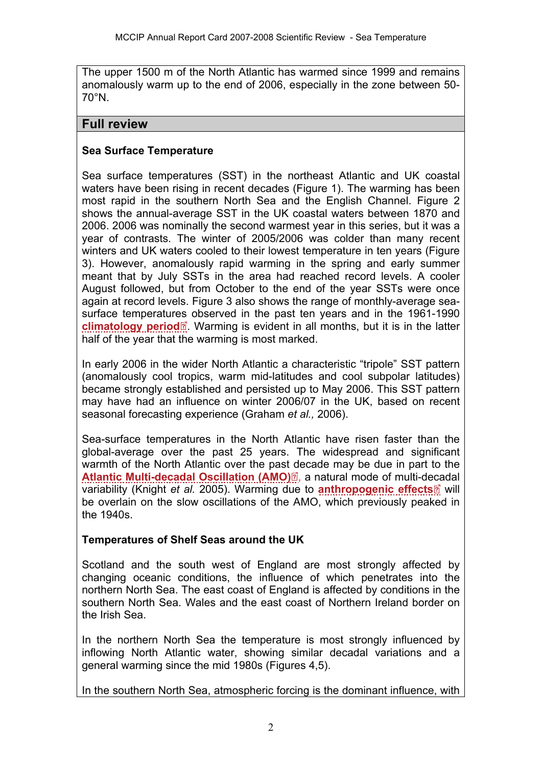The upper 1500 m of the North Atlantic has warmed since 1999 and remains anomalously warm up to the end of 2006, especially in the zone between 50-70°N.

## Full review

### Sea Surface Temperature

Sea surface temperatures (SST) in the northeast Atlantic and UK coastal waters have been rising in recent decades (Figure 1). The warming has been most rapid in the southern North Sea and the English Channel. Figure 2 shows the annual-average SST in the UK coastal waters between 1870 and 2006. 2006 was nominally the second warmest year in this series, but it was a year of contrasts. The winter of 2005/2006 was colder than many recent winters and UK waters cooled to their lowest temperature in ten years (Figure 3). However, anomalously rapid warming in the spring and early summer meant that by July SSTs in the area had reached record levels. A cooler August followed, but from October to the end of the year SSTs were once again at record levels. Figure 3 also shows the range of monthly-average sea-surface temperatures observed in the past ten years and in the 1961-1990 **climatology period**. Warming is evident in all months, but it is in the latter half of the year that the warming is most marked.

In early 2006 in the wider North Atlantic a characteristic "tripole" SST pattern (anomalously cool tropics, warm mid-latitudes and cool subpolar latitudes) became strongly established and persisted up to May 2006. This SST pattern may have had an influence on winter 2006/07 in the UK, based on recent seasonal forecasting experience (Graham *et al.,* 2006).

Sea-surface temperatures in the North Atlantic have risen faster than the global-average over the past 25 years. The widespread and significant warmth of the North Atlantic over the past decade may be due in part to the **Atlantic Multi-decadal Oscillation (AMO)**, a natural mode of multi-decadal variability (Knight *et al.* 2005). Warming due to **anthropogenic effects** will be overlain on the slow oscillations of the AMO, which previously peaked in the 1940s.

### Temperatures of Shelf Seas around the UK

Scotland and the south west of England are most strongly affected by changing oceanic conditions, the influence of which penetrates into the northern North Sea. The east coast of England is affected by conditions in the southern North Sea. Wales and the east coast of Northern Ireland border on the Irish Sea.

In the northern North Sea the temperature is most strongly influenced by inflowing North Atlantic water, showing similar decadal variations and a general warming since the mid 1980s (Figures 4,5).

In the southern North Sea, atmospheric forcing is the dominant influence, with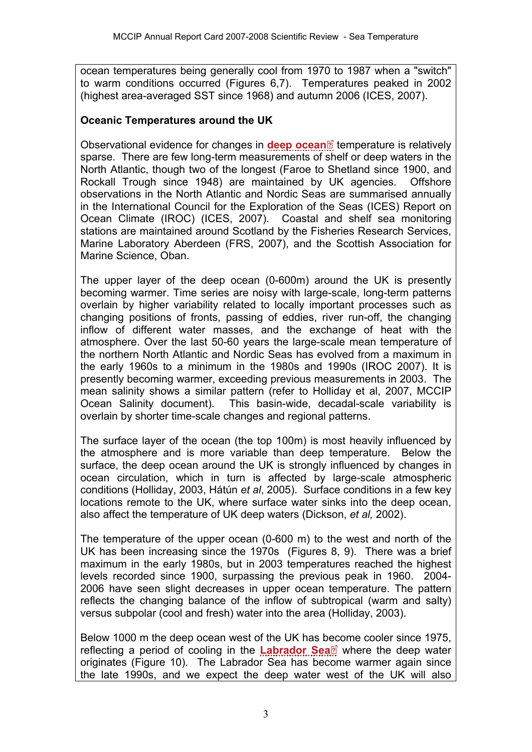ocean temperatures being generally cool from 1970 to 1987 when a "switch" to warm conditions occurred (Figures 6,7). Temperatures peaked in 2002 (highest area-averaged SST since 1968) and autumn 2006 (ICES, 2007).

**Oceanic Temperatures around the UK**

Observational evidence for changes in **deep ocean** temperature is relatively sparse. There are few long-term measurements of shelf or deep waters in the North Atlantic, though two of the longest (Faroe to Shetland since 1900, and Rockall Trough since 1948) are maintained by UK agencies. Offshore observations in the North Atlantic and Nordic Seas are summarised annually in the International Council for the Exploration of the Seas (ICES) Report on Ocean Climate (IROC) (ICES, 2007). Coastal and shelf sea monitoring stations are maintained around Scotland by the Fisheries Research Services, Marine Laboratory Aberdeen (FRS, 2007), and the Scottish Association for Marine Science, Oban.

The upper layer of the deep ocean (0-600m) around the UK is presently becoming warmer. Time series are noisy with large-scale, long-term patterns overlain by higher variability related to locally important processes such as changing positions of fronts, passing of eddies, river run-off, the changing inflow of different water masses, and the exchange of heat with the atmosphere. Over the last 50-60 years the large-scale mean temperature of the northern North Atlantic and Nordic Seas has evolved from a maximum in the early 1960s to a minimum in the 1980s and 1990s (IROC 2007). It is presently becoming warmer, exceeding previous measurements in 2003. The mean salinity shows a similar pattern (refer to Holliday et al, 2007, MCCIP Ocean Salinity document). This basin-wide, decadal-scale variability is overlain by shorter time-scale changes and regional patterns.

The surface layer of the ocean (the top 100m) is most heavily influenced by the atmosphere and is more variable than deep temperature. Below the surface, the deep ocean around the UK is strongly influenced by changes in ocean circulation, which in turn is affected by large-scale atmospheric conditions (Holliday, 2003, Hátún *et al*, 2005). Surface conditions in a few key locations remote to the UK, where surface water sinks into the deep ocean, also affect the temperature of UK deep waters (Dickson, *et al,* 2002).

The temperature of the upper ocean (0-600 m) to the west and north of the UK has been increasing since the 1970s (Figures 8, 9). There was a brief maximum in the early 1980s, but in 2003 temperatures reached the highest levels recorded since 1900, surpassing the previous peak in 1960. 2004-2006 have seen slight decreases in upper ocean temperature. The pattern reflects the changing balance of the inflow of subtropical (warm and salty) versus subpolar (cool and fresh) water into the area (Holliday, 2003).

Below 1000 m the deep ocean west of the UK has become cooler since 1975, reflecting a period of cooling in the **Labrador Sea** where the deep water originates (Figure 10). The Labrador Sea has become warmer again since the late 1990s, and we expect the deep water west of the UK will also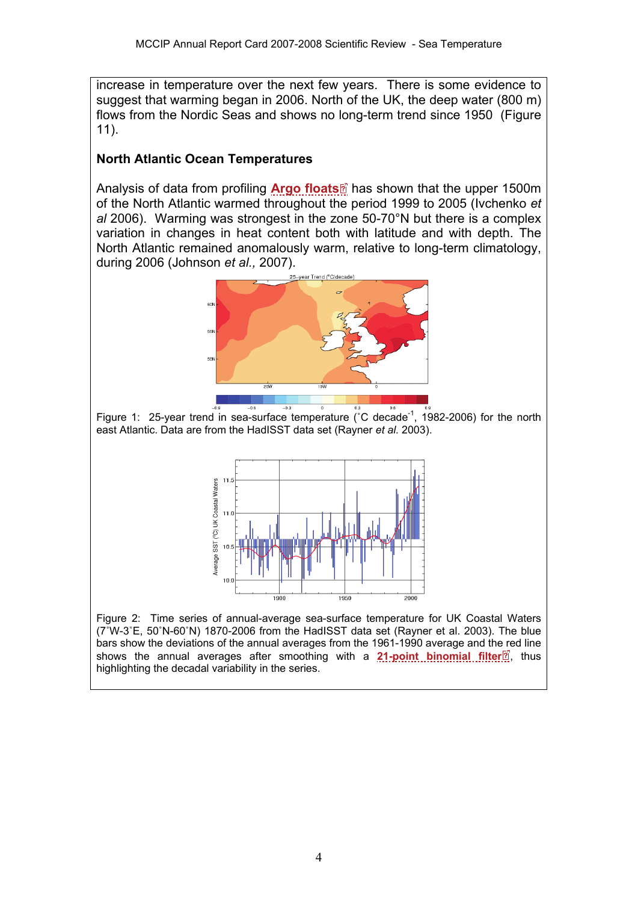increase in temperature over the next few years. There is some evidence to suggest that warming began in 2006. North of the UK, the deep water (800 m) flows from the Nordic Seas and shows no long-term trend since 1950 (Figure 11).

## North Atlantic Ocean Temperatures

Analysis of data from profiling **Argo floats** has shown that the upper 1500m of the North Atlantic warmed throughout the period 1999 to 2005 (Ivchenko *et al* 2006). Warming was strongest in the zone 50-70°N but there is a complex variation in changes in heat content both with latitude and with depth. The North Atlantic remained anomalously warm, relative to long-term climatology, during 2006 (Johnson *et al.,* 2007).

Figure 1: 25-year trend in sea-surface temperature (˚C decade$^{-1}$, 1982-2006) for the north east Atlantic. Data are from the HadISST data set (Rayner *et al.* 2003).

Figure 2: Time series of annual-average sea-surface temperature for UK Coastal Waters (7˚W-3˚E, 50˚N-60˚N) 1870-2006 from the HadISST data set (Rayner et al. 2003). The blue bars show the deviations of the annual averages from the 1961-1990 average and the red line shows the annual averages after smoothing with a **21-point binomial filter**, thus highlighting the decadal variability in the series.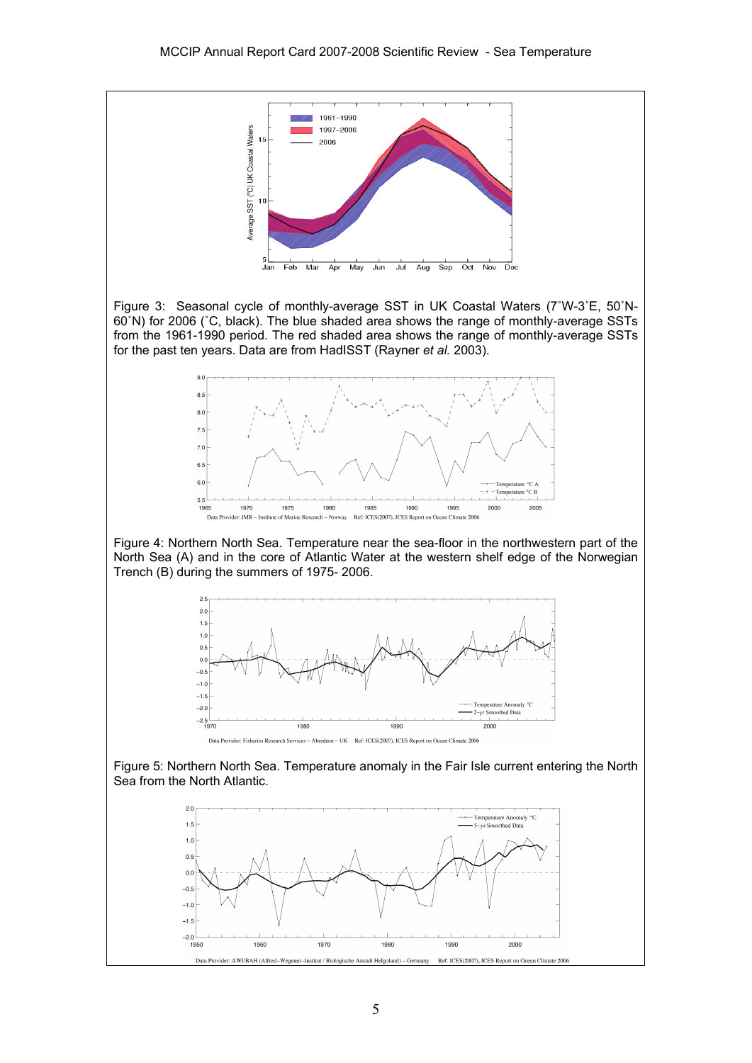Figure 3: Seasonal cycle of monthly-average SST in UK Coastal Waters (7˚W-3˚E, 50˚N-60˚N) for 2006 (˚C, black). The blue shaded area shows the range of monthly-average SSTs from the 1961-1990 period. The red shaded area shows the range of monthly-average SSTs for the past ten years. Data are from HadISST (Rayner *et al.* 2003).

Figure 4: Northern North Sea. Temperature near the sea-floor in the northwestern part of the North Sea (A) and in the core of Atlantic Water at the western shelf edge of the Norwegian Trench (B) during the summers of 1975- 2006.

Figure 5: Northern North Sea. Temperature anomaly in the Fair Isle current entering the North Sea from the North Atlantic.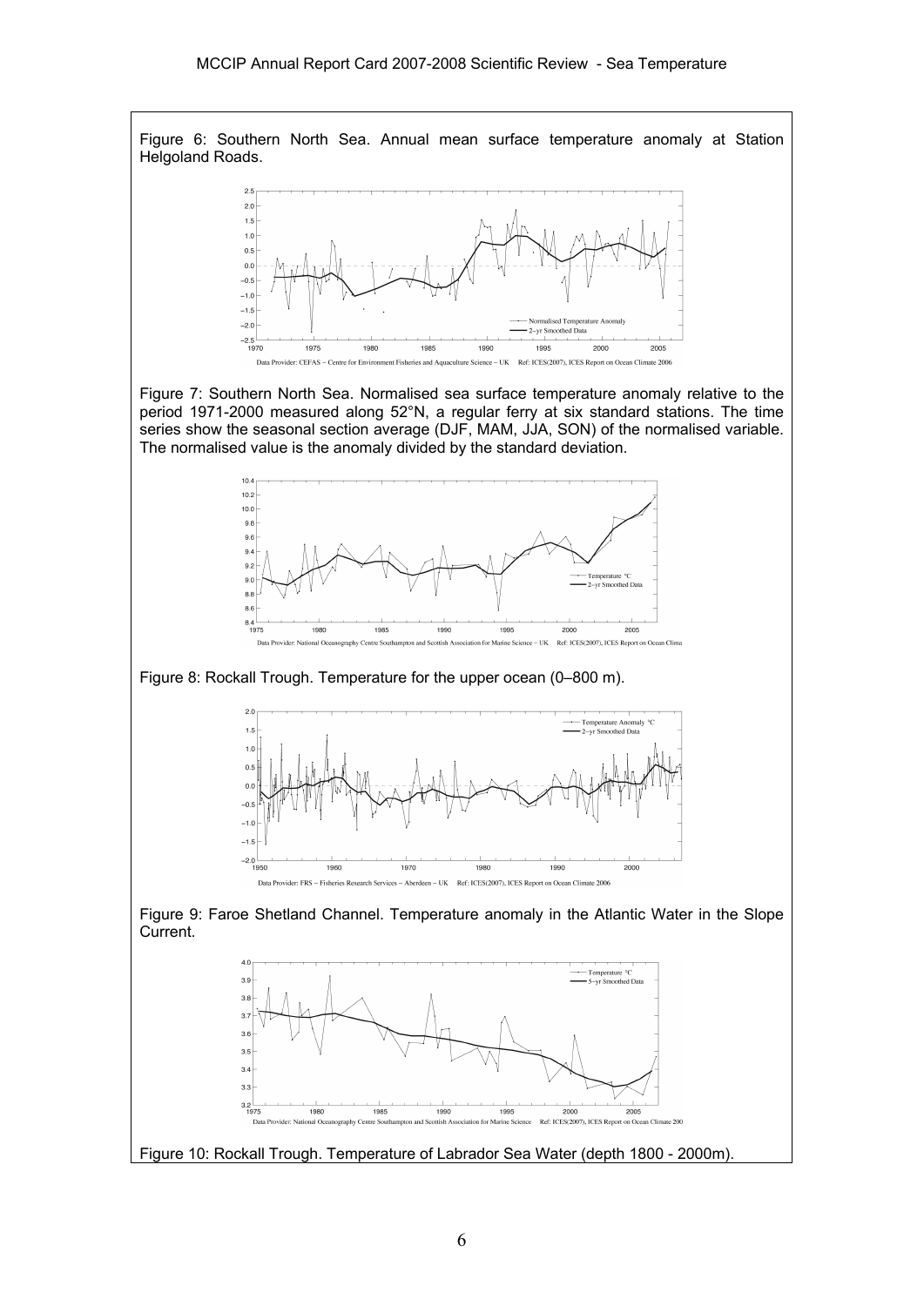Figure 6: Southern North Sea. Annual mean surface temperature anomaly at Station Helgoland Roads.

Figure 7: Southern North Sea. Normalised sea surface temperature anomaly relative to the period 1971-2000 measured along 52°N, a regular ferry at six standard stations. The time series show the seasonal section average (DJF, MAM, JJA, SON) of the normalised variable. The normalised value is the anomaly divided by the standard deviation.

Figure 8: Rockall Trough. Temperature for the upper ocean (0–800 m).

Figure 9: Faroe Shetland Channel. Temperature anomaly in the Atlantic Water in the Slope Current.

Figure 10: Rockall Trough. Temperature of Labrador Sea Water (depth 1800 - 2000m).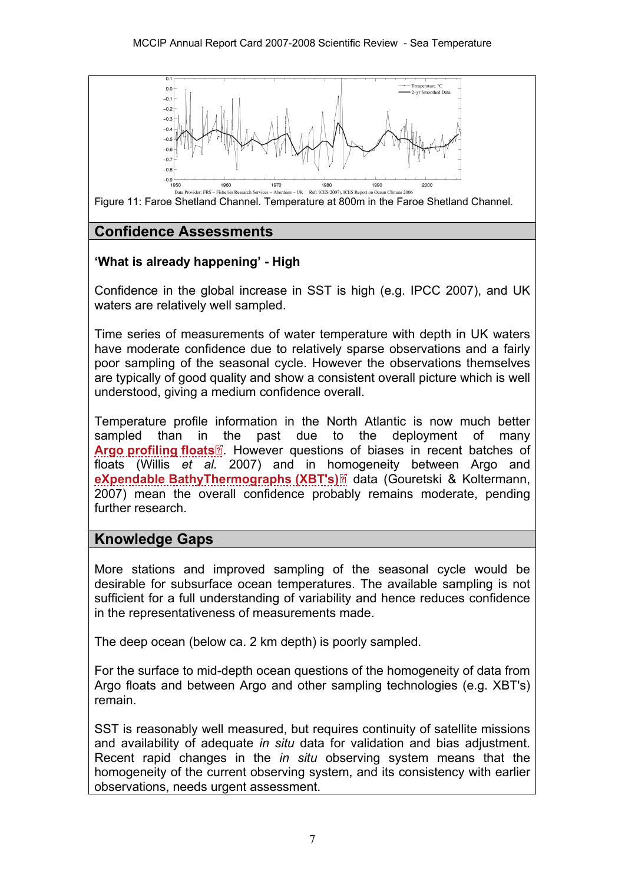Figure 11: Faroe Shetland Channel. Temperature at 800m in the Faroe Shetland Channel.

## Confidence Assessments

**'What is already happening' - High**

Confidence in the global increase in SST is high (e.g. IPCC 2007), and UK waters are relatively well sampled.

Time series of measurements of water temperature with depth in UK waters have moderate confidence due to relatively sparse observations and a fairly poor sampling of the seasonal cycle. However the observations themselves are typically of good quality and show a consistent overall picture which is well understood, giving a medium confidence overall.

Temperature profile information in the North Atlantic is now much better sampled than in the past due to the deployment of many **Argo profiling floats**. However questions of biases in recent batches of floats (Willis *et al.* 2007) and in homogeneity between Argo and **eXpendable BathyThermographs (XBT's)** data (Gouretski & Koltermann, 2007) mean the overall confidence probably remains moderate, pending further research.

## Knowledge Gaps

More stations and improved sampling of the seasonal cycle would be desirable for subsurface ocean temperatures. The available sampling is not sufficient for a full understanding of variability and hence reduces confidence in the representativeness of measurements made.

The deep ocean (below ca. 2 km depth) is poorly sampled.

For the surface to mid-depth ocean questions of the homogeneity of data from Argo floats and between Argo and other sampling technologies (e.g. XBT's) remain.

SST is reasonably well measured, but requires continuity of satellite missions and availability of adequate *in situ* data for validation and bias adjustment. Recent rapid changes in the *in situ* observing system means that the homogeneity of the current observing system, and its consistency with earlier observations, needs urgent assessment.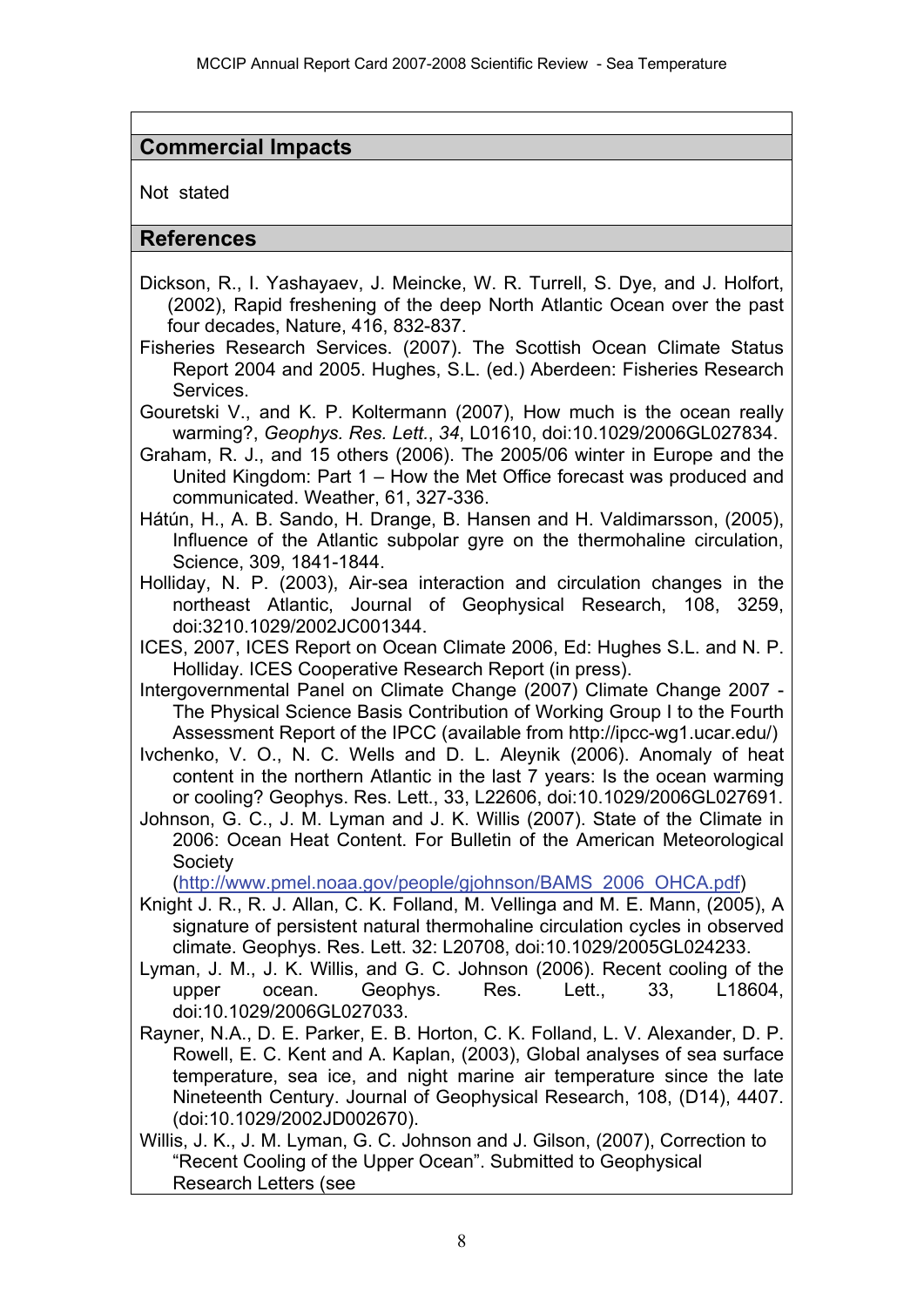## Commercial Impacts

Not stated

## References

Dickson, R., I. Yashayaev, J. Meincke, W. R. Turrell, S. Dye, and J. Holfort, (2002), Rapid freshening of the deep North Atlantic Ocean over the past four decades, Nature, 416, 832-837.

Fisheries Research Services. (2007). The Scottish Ocean Climate Status Report 2004 and 2005. Hughes, S.L. (ed.) Aberdeen: Fisheries Research Services.

Gouretski V., and K. P. Koltermann (2007), How much is the ocean really warming?, *Geophys. Res. Lett.*, *34*, L01610, doi:10.1029/2006GL027834.

Graham, R. J., and 15 others (2006). The 2005/06 winter in Europe and the United Kingdom: Part 1 – How the Met Office forecast was produced and communicated. Weather, 61, 327-336.

Hátún, H., A. B. Sando, H. Drange, B. Hansen and H. Valdimarsson, (2005), Influence of the Atlantic subpolar gyre on the thermohaline circulation, Science, 309, 1841-1844.

Holliday, N. P. (2003), Air-sea interaction and circulation changes in the northeast Atlantic, Journal of Geophysical Research, 108, 3259, doi:3210.1029/2002JC001344.

ICES, 2007, ICES Report on Ocean Climate 2006, Ed: Hughes S.L. and N. P. Holliday. ICES Cooperative Research Report (in press).

Intergovernmental Panel on Climate Change (2007) Climate Change 2007 - The Physical Science Basis Contribution of Working Group I to the Fourth Assessment Report of the IPCC (available from http://ipcc-wg1.ucar.edu/)

Ivchenko, V. O., N. C. Wells and D. L. Aleynik (2006). Anomaly of heat content in the northern Atlantic in the last 7 years: Is the ocean warming or cooling? Geophys. Res. Lett., 33, L22606, doi:10.1029/2006GL027691.

Johnson, G. C., J. M. Lyman and J. K. Willis (2007). State of the Climate in 2006: Ocean Heat Content. For Bulletin of the American Meteorological Society (http://www.pmel.noaa.gov/people/gjohnson/BAMS_2006_OHCA.pdf)

Knight J. R., R. J. Allan, C. K. Folland, M. Vellinga and M. E. Mann, (2005), A signature of persistent natural thermohaline circulation cycles in observed climate. Geophys. Res. Lett. 32: L20708, doi:10.1029/2005GL024233.

Lyman, J. M., J. K. Willis, and G. C. Johnson (2006). Recent cooling of the upper ocean. Geophys. Res. Lett., 33, L18604, doi:10.1029/2006GL027033.

Rayner, N.A., D. E. Parker, E. B. Horton, C. K. Folland, L. V. Alexander, D. P. Rowell, E. C. Kent and A. Kaplan, (2003), Global analyses of sea surface temperature, sea ice, and night marine air temperature since the late Nineteenth Century. Journal of Geophysical Research, 108, (D14), 4407. (doi:10.1029/2002JD002670).

Willis, J. K., J. M. Lyman, G. C. Johnson and J. Gilson, (2007), Correction to "Recent Cooling of the Upper Ocean". Submitted to Geophysical Research Letters (see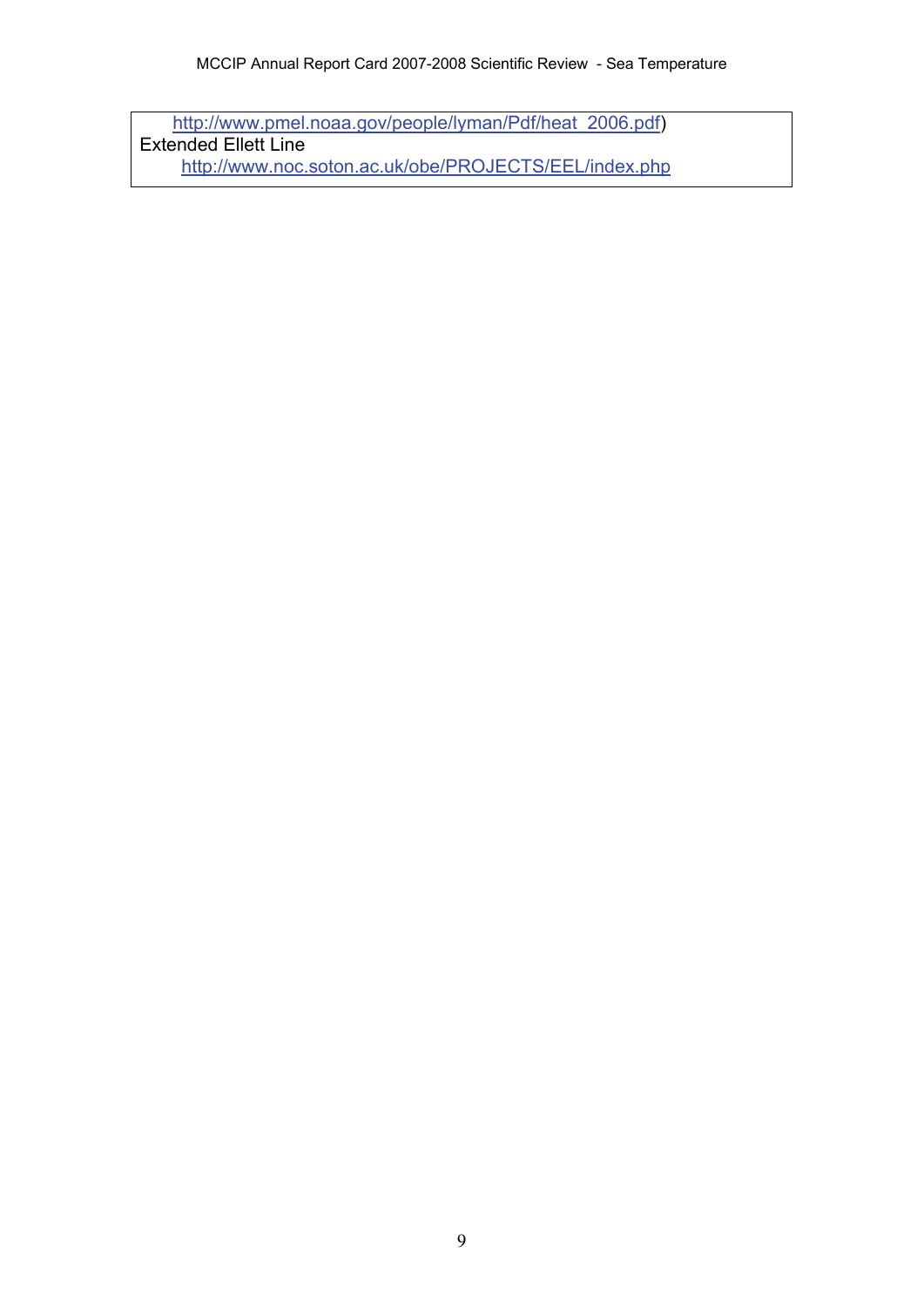http://www.pmel.noaa.gov/people/lyman/Pdf/heat_2006.pdf)

Extended Ellett Line

http://www.noc.soton.ac.uk/obe/PROJECTS/EEL/index.php